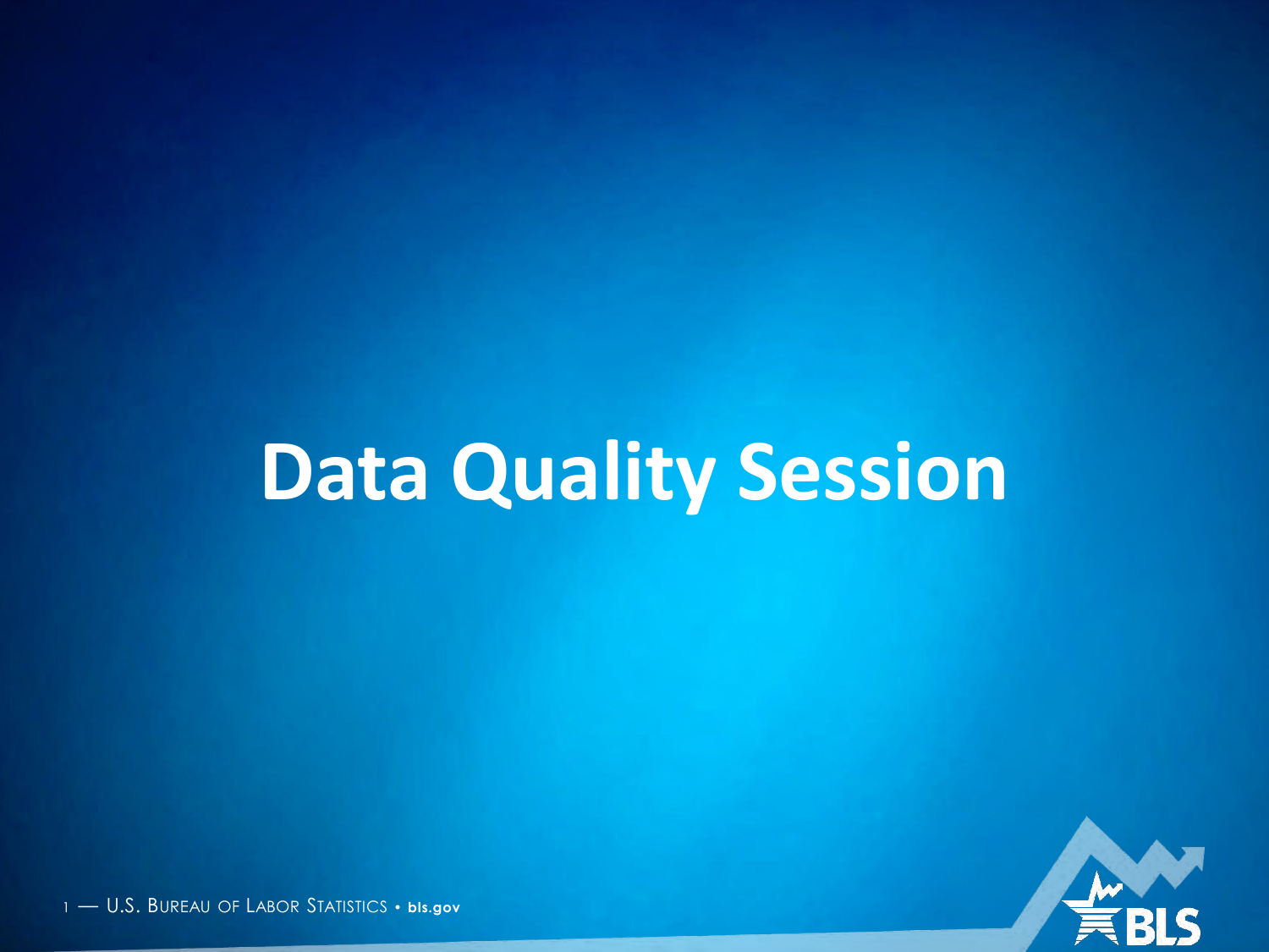# Data Quality Session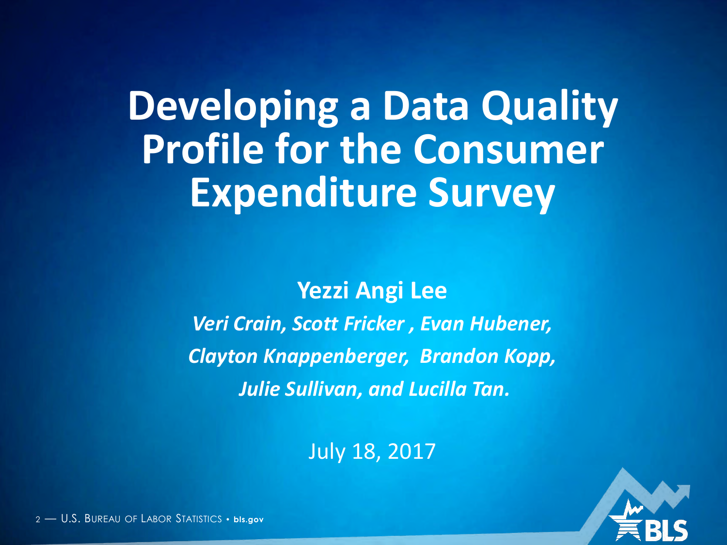# Developing a Data Quality Profile for the Consumer Expenditure Survey

**Yezzi Angi Lee**

***Veri Crain, Scott Fricker , Evan Hubener, Clayton Knappenberger, Brandon Kopp, Julie Sullivan, and Lucilla Tan.***

July 18, 2017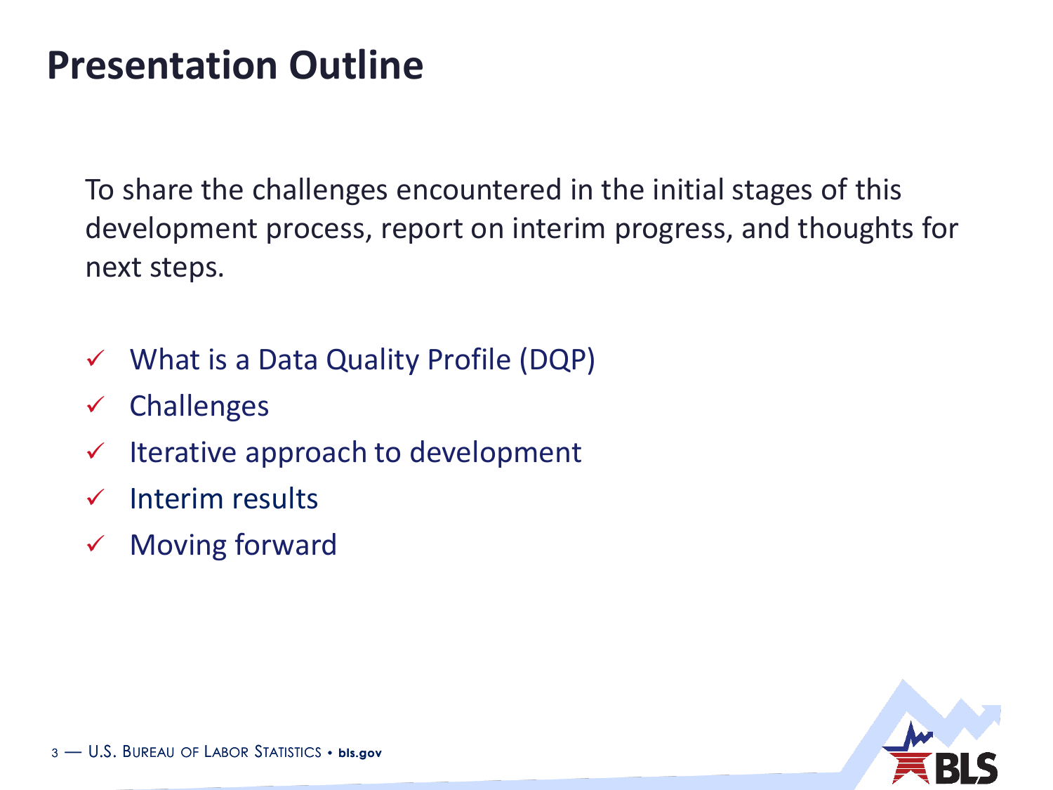# Presentation Outline

To share the challenges encountered in the initial stages of this development process, report on interim progress, and thoughts for next steps.

- ✓ What is a Data Quality Profile (DQP)
- ✓ Challenges
- ✓ Iterative approach to development
- ✓ Interim results
- ✓ Moving forward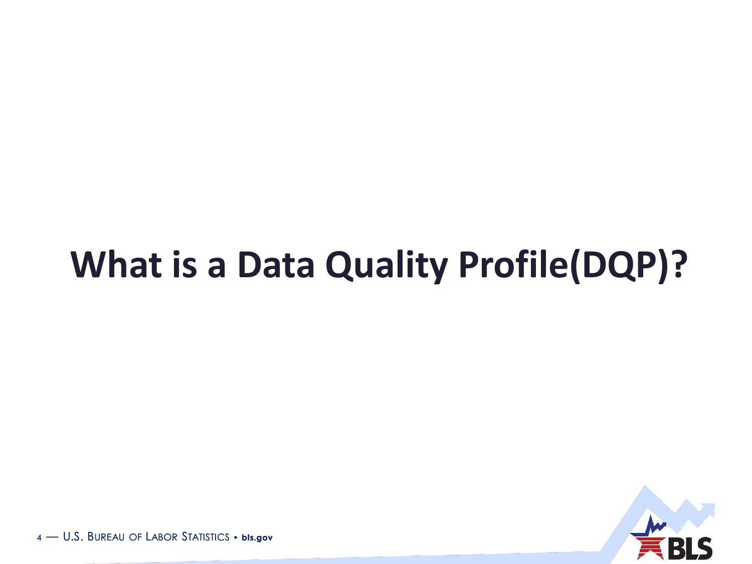# What is a Data Quality Profile(DQP)?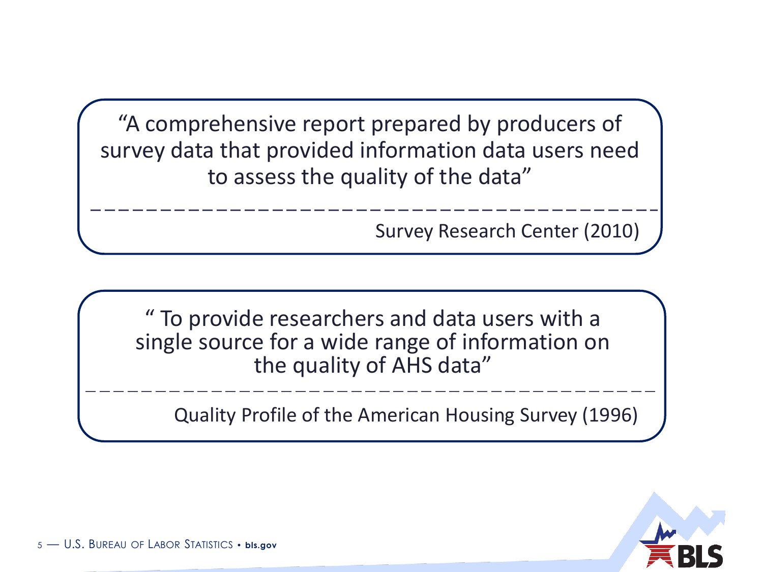> "A comprehensive report prepared by producers of survey data that provided information data users need to assess the quality of the data"
>
> Survey Research Center (2010)

> " To provide researchers and data users with a single source for a wide range of information on the quality of AHS data"
>
> Quality Profile of the American Housing Survey (1996)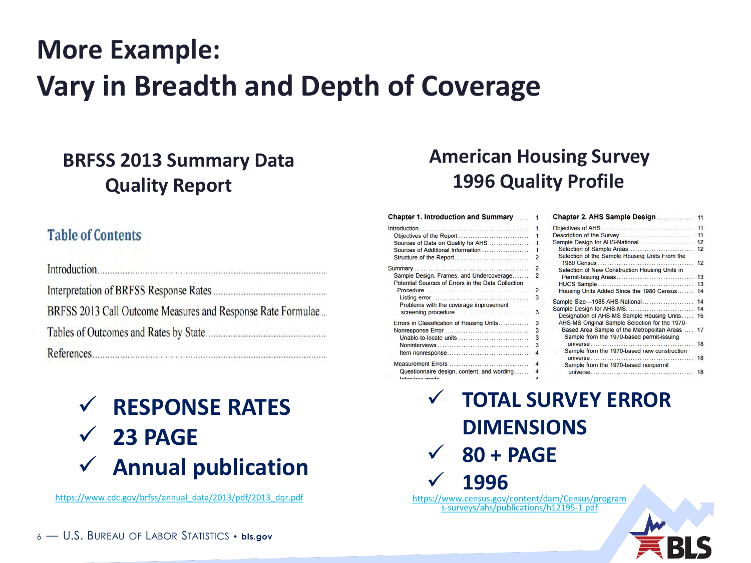# More Example: Vary in Breadth and Depth of Coverage

## BRFSS 2013 Summary Data Quality Report

**Table of Contents**

- Introduction
- Interpretation of BRFSS Response Rates
- BRFSS 2013 Call Outcome Measures and Response Rate Formulae
- Tables of Outcomes and Rates by State
- References

- ✓ RESPONSE RATES
- ✓ 23 PAGE
- ✓ Annual publication

https://www.cdc.gov/brfss/annual_data/2013/pdf/2013_dqr.pdf

## American Housing Survey 1996 Quality Profile

**Chapter 1. Introduction and Summary** ..... 1

- Introduction ..... 1
  - Objectives of the Report ..... 1
  - Sources of Data on Quality for AHS ..... 1
  - Sources of Additional Information ..... 1
  - Structure of the Report ..... 2
- Summary ..... 2
  - Sample Design, Frames, and Undercoverage ..... 2
  - Potential Sources of Errors in the Data Collection Procedure ..... 2
    - Listing error ..... 3
    - Problems with the coverage improvement screening procedure ..... 3
  - Errors in Classification of Housing Units ..... 3
  - Nonresponse Error ..... 3
    - Unable-to-locate units ..... 3
    - Noninterviews ..... 3
    - Item nonresponse ..... 4
  - Measurement Errors ..... 4
    - Questionnaire design, content, and wording ..... 4
    - Interview mode ..... 4

**Chapter 2. AHS Sample Design** ..... 11

- Objectives of AHS ..... 11
- Description of the Survey ..... 11
- Sample Design for AHS-National ..... 12
  - Selection of Sample Areas ..... 12
  - Selection of the Sample Housing Units From the 1980 Census ..... 12
  - Selection of New Construction Housing Units in Permit-Issuing Areas ..... 13
  - HUCS Sample ..... 13
  - Housing Units Added Since the 1980 Census ..... 14
- Sample Size—1985 AHS-National ..... 14
- Sample Design for AHS-MS ..... 14
  - Designation of AHS-MS Sample Housing Units ..... 15
  - AHS-MS Original Sample Selection for the 1970-Based Area Sample of the Metropolitan Areas ..... 17
    - Sample from the 1970-based permit-issuing universe ..... 18
    - Sample from the 1970-based new construction universe ..... 18
    - Sample from the 1970-based nonpermit universe ..... 18

- ✓ TOTAL SURVEY ERROR DIMENSIONS
- ✓ 80 + PAGE
- ✓ 1996

https://www.census.gov/content/dam/Census/programs-surveys/ahs/publications/h12195-1.pdf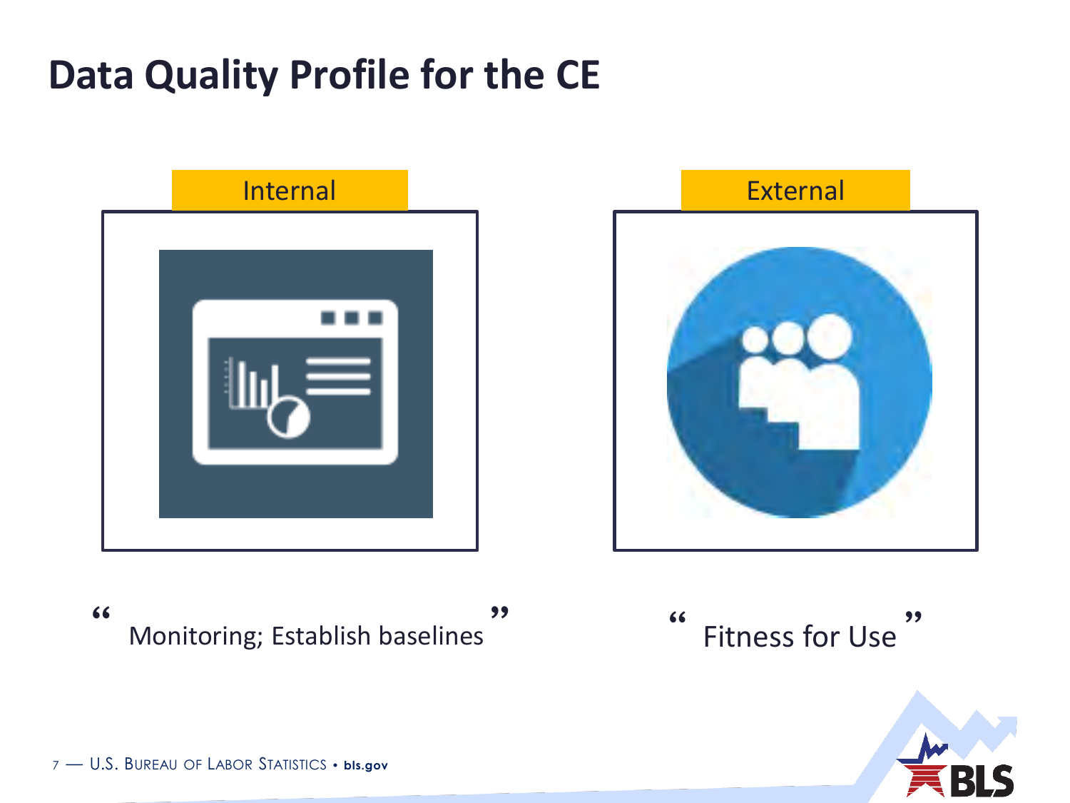# Data Quality Profile for the CE

**Internal**

"Monitoring; Establish baselines"

**External**

"Fitness for Use"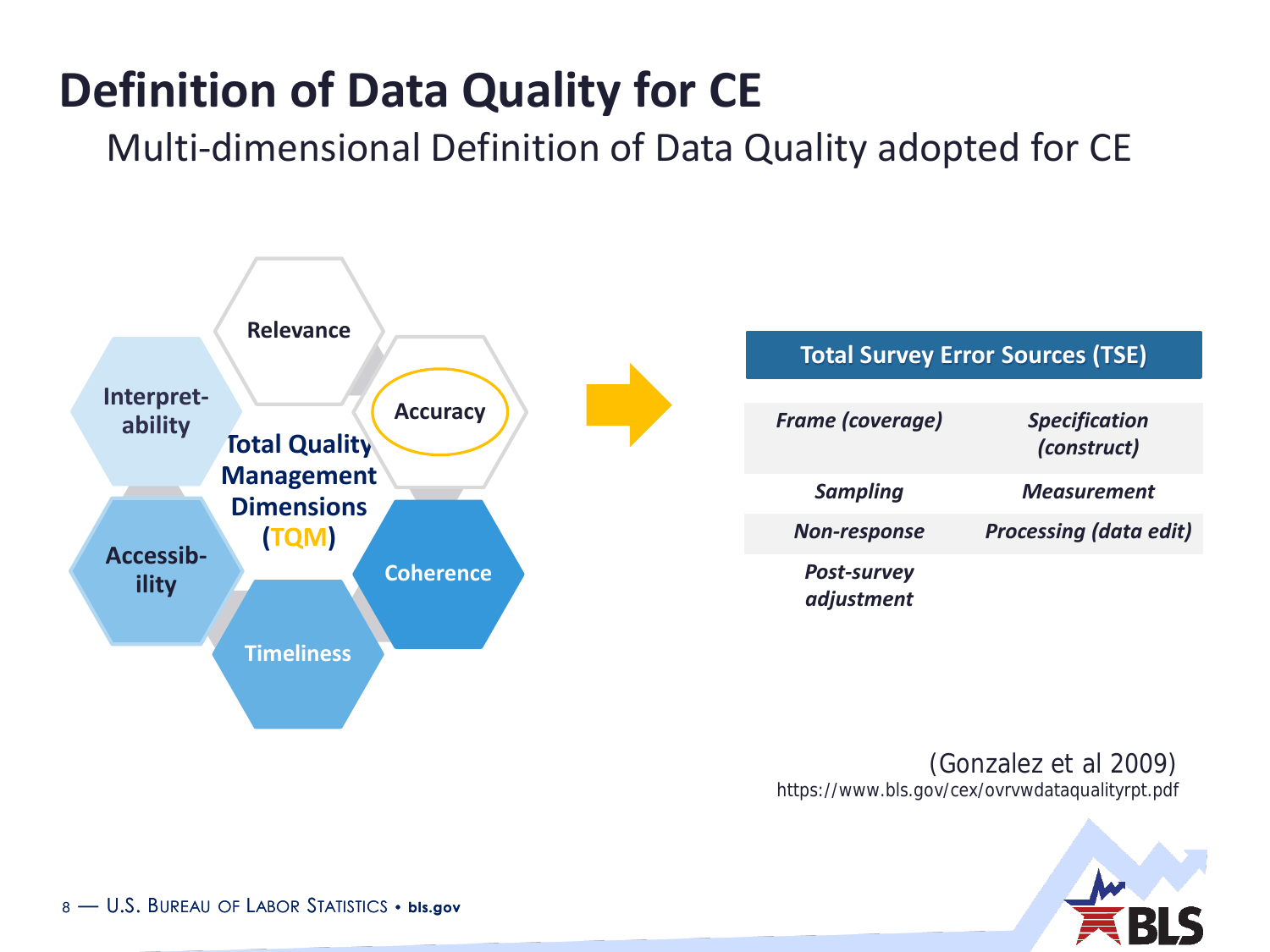# Definition of Data Quality for CE

## Multi-dimensional Definition of Data Quality adopted for CE

**Total Quality Management Dimensions (TQM)**

- Relevance
- Accuracy
- Coherence
- Timeliness
- Accessibility
- Interpretability

| Total Survey Error Sources (TSE) | |
|---|---|
| *Frame (coverage)* | *Specification (construct)* |
| *Sampling* | *Measurement* |
| *Non-response* | *Processing (data edit)* |
| *Post-survey adjustment* | |

(Gonzalez et al 2009)
https://www.bls.gov/cex/ovrvwdataqualityrpt.pdf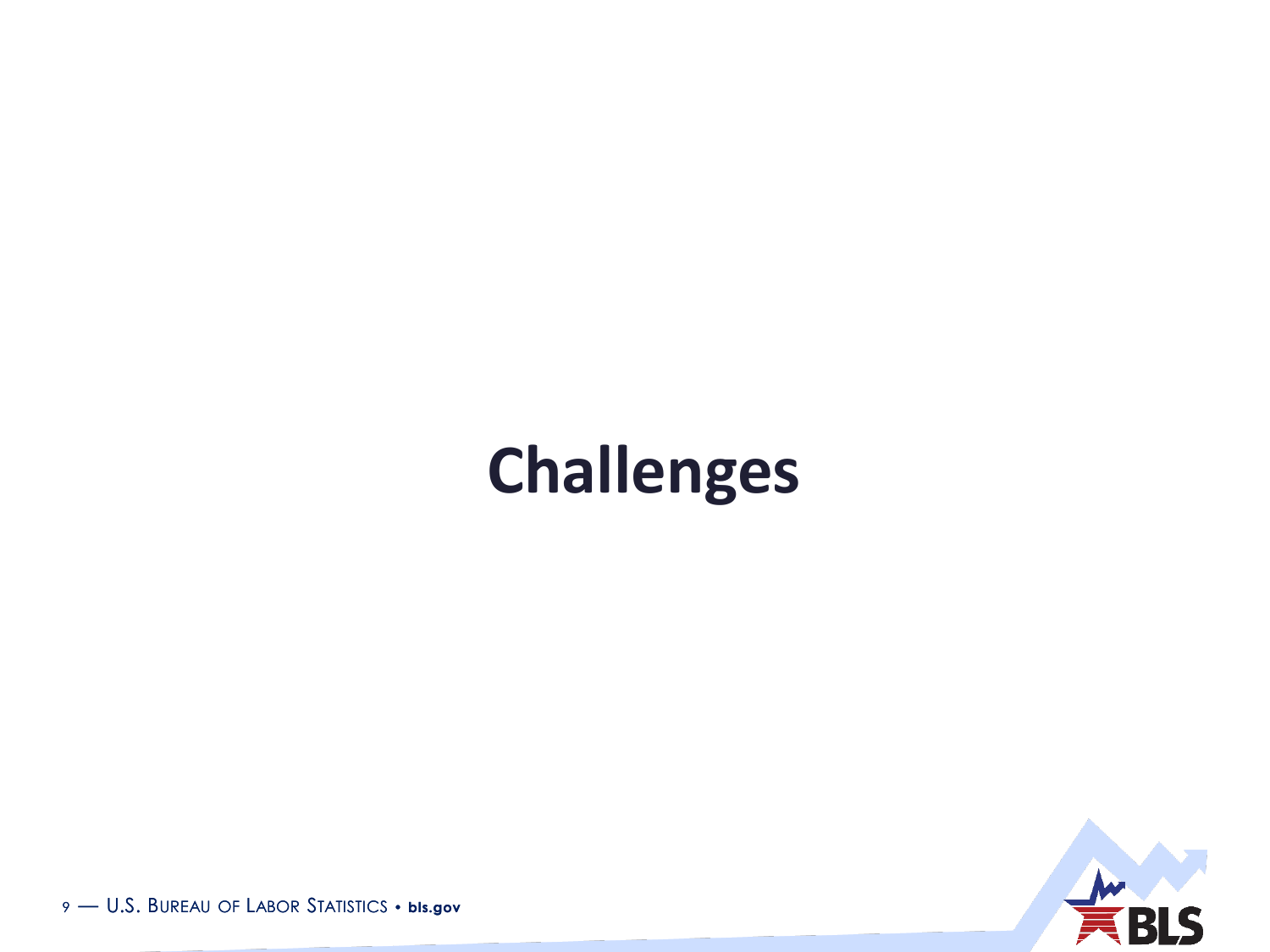# Challenges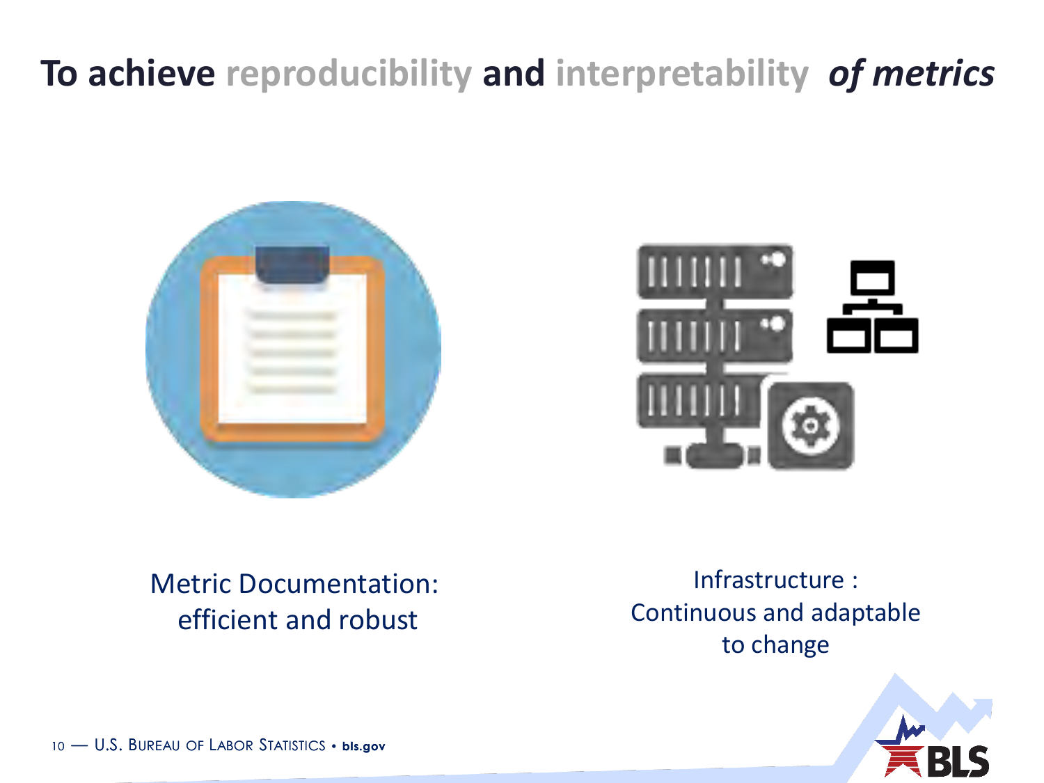# To achieve reproducibility and interpretability *of metrics*

Metric Documentation: efficient and robust

Infrastructure : Continuous and adaptable to change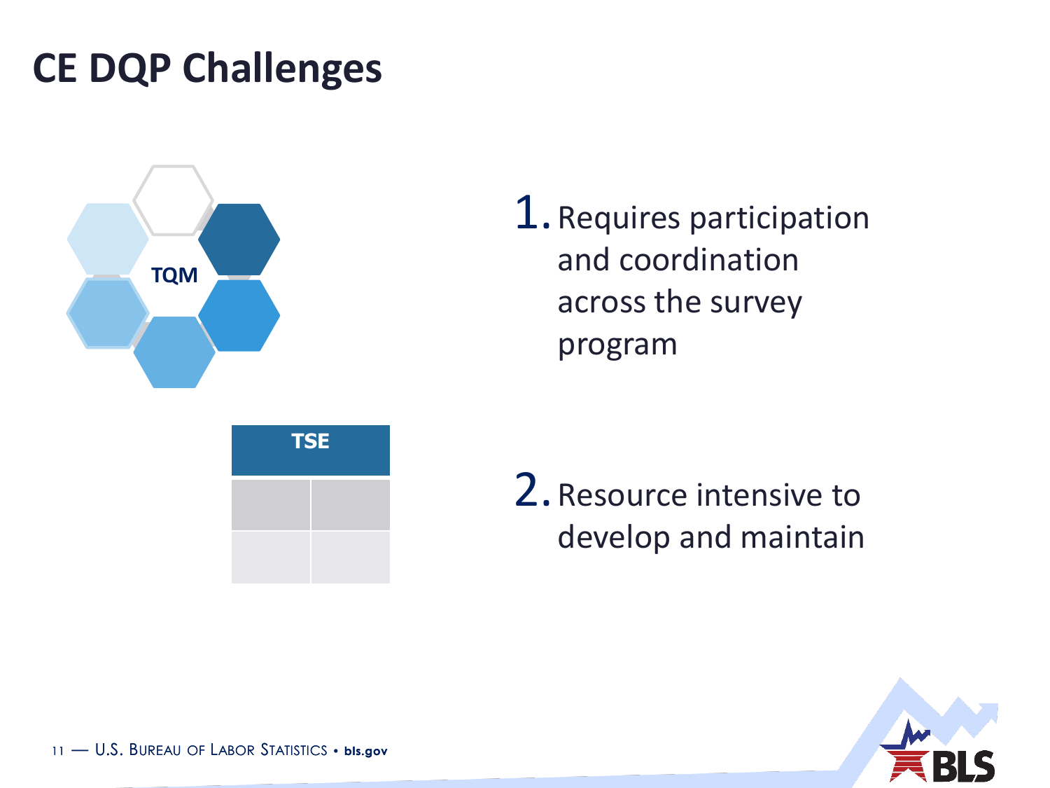# CE DQP Challenges

TQM

| TSE | |
|---|---|
| | |
| | |

1. Requires participation and coordination across the survey program

2. Resource intensive to develop and maintain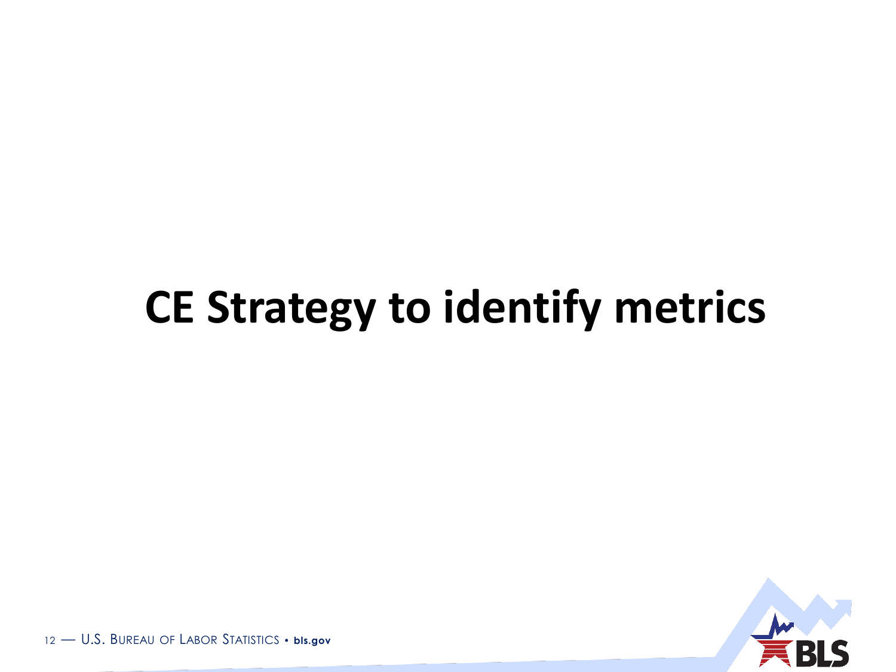# CE Strategy to identify metrics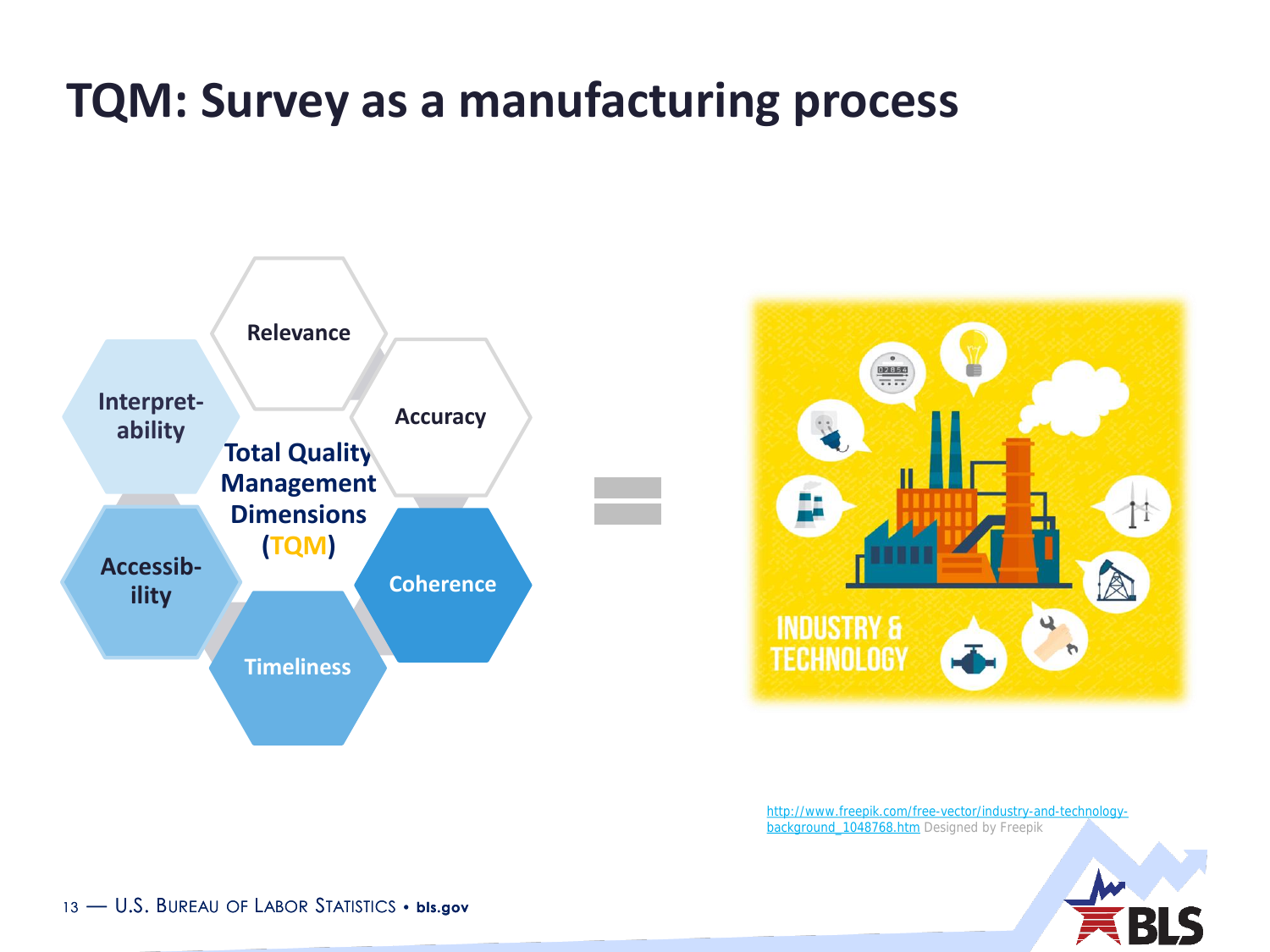# TQM: Survey as a manufacturing process

Relevance

Accuracy

Interpret-ability

Total Quality Management Dimensions (TQM)

Accessib-ility

Coherence

Timeliness

=

INDUSTRY & TECHNOLOGY

http://www.freepik.com/free-vector/industry-and-technology-background_1048768.htm Designed by Freepik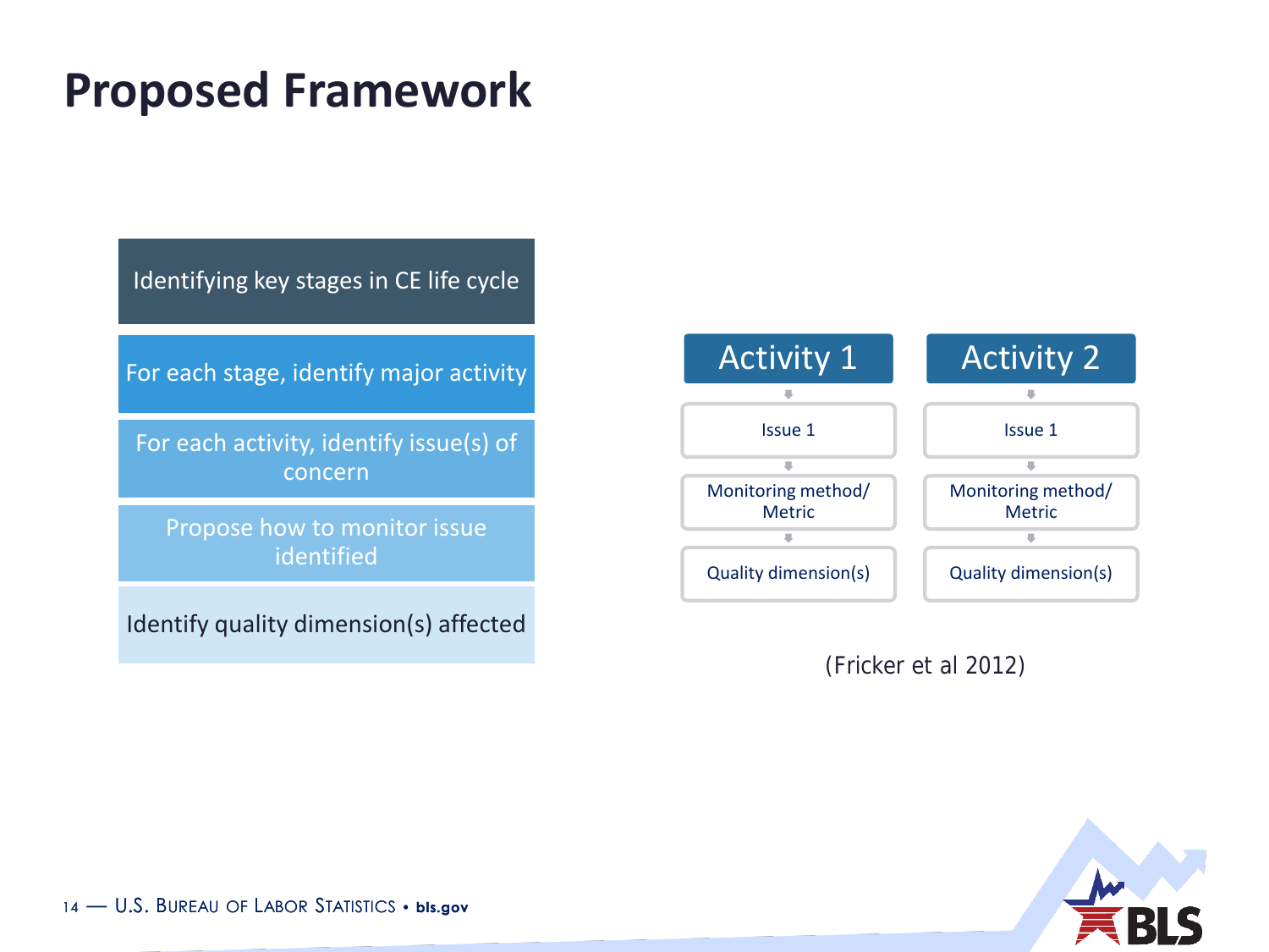# Proposed Framework

- Identifying key stages in CE life cycle
- For each stage, identify major activity
- For each activity, identify issue(s) of concern
- Propose how to monitor issue identified
- Identify quality dimension(s) affected

| Activity 1 | Activity 2 |
| --- | --- |
| Issue 1 | Issue 1 |
| Monitoring method/ Metric | Monitoring method/ Metric |
| Quality dimension(s) | Quality dimension(s) |

(Fricker et al 2012)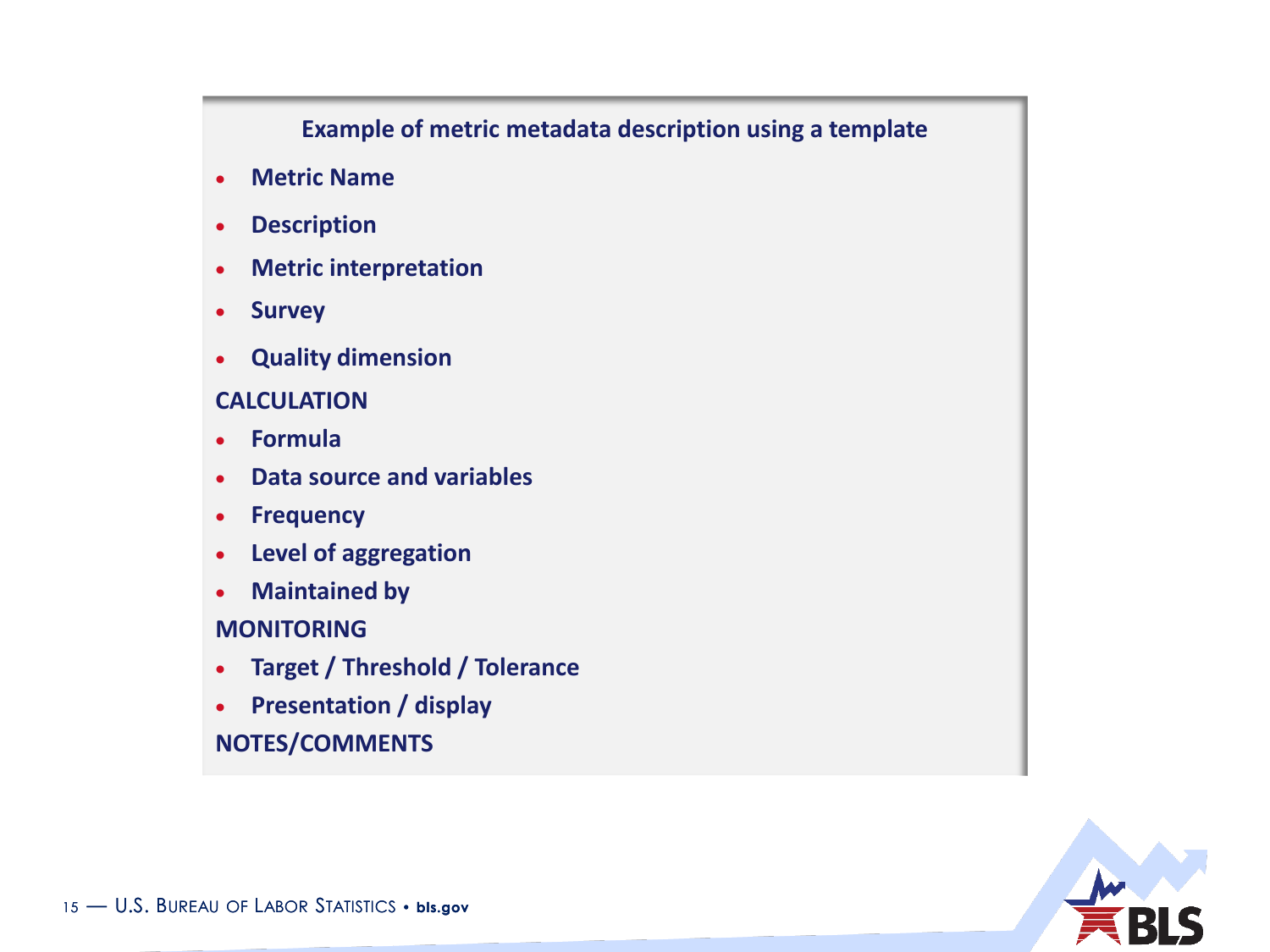## Example of metric metadata description using a template

- **Metric Name**
- **Description**
- **Metric interpretation**
- **Survey**
- **Quality dimension**

**CALCULATION**

- **Formula**
- **Data source and variables**
- **Frequency**
- **Level of aggregation**
- **Maintained by**

**MONITORING**

- **Target / Threshold / Tolerance**
- **Presentation / display**

**NOTES/COMMENTS**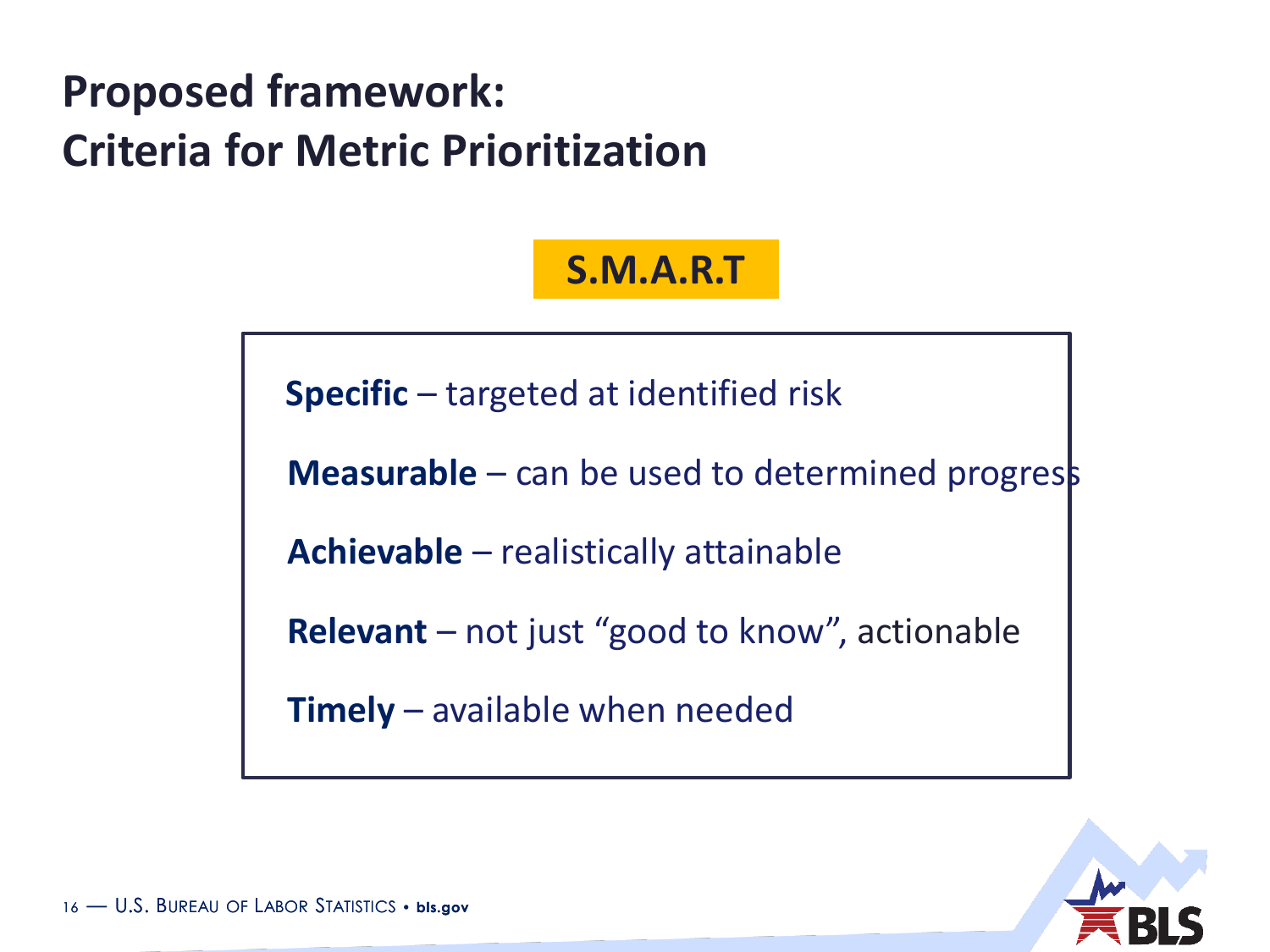# Proposed framework:
# Criteria for Metric Prioritization

**S.M.A.R.T**

**Specific** – targeted at identified risk

**Measurable** – can be used to determined progress

**Achievable** – realistically attainable

**Relevant** – not just "good to know", actionable

**Timely** – available when needed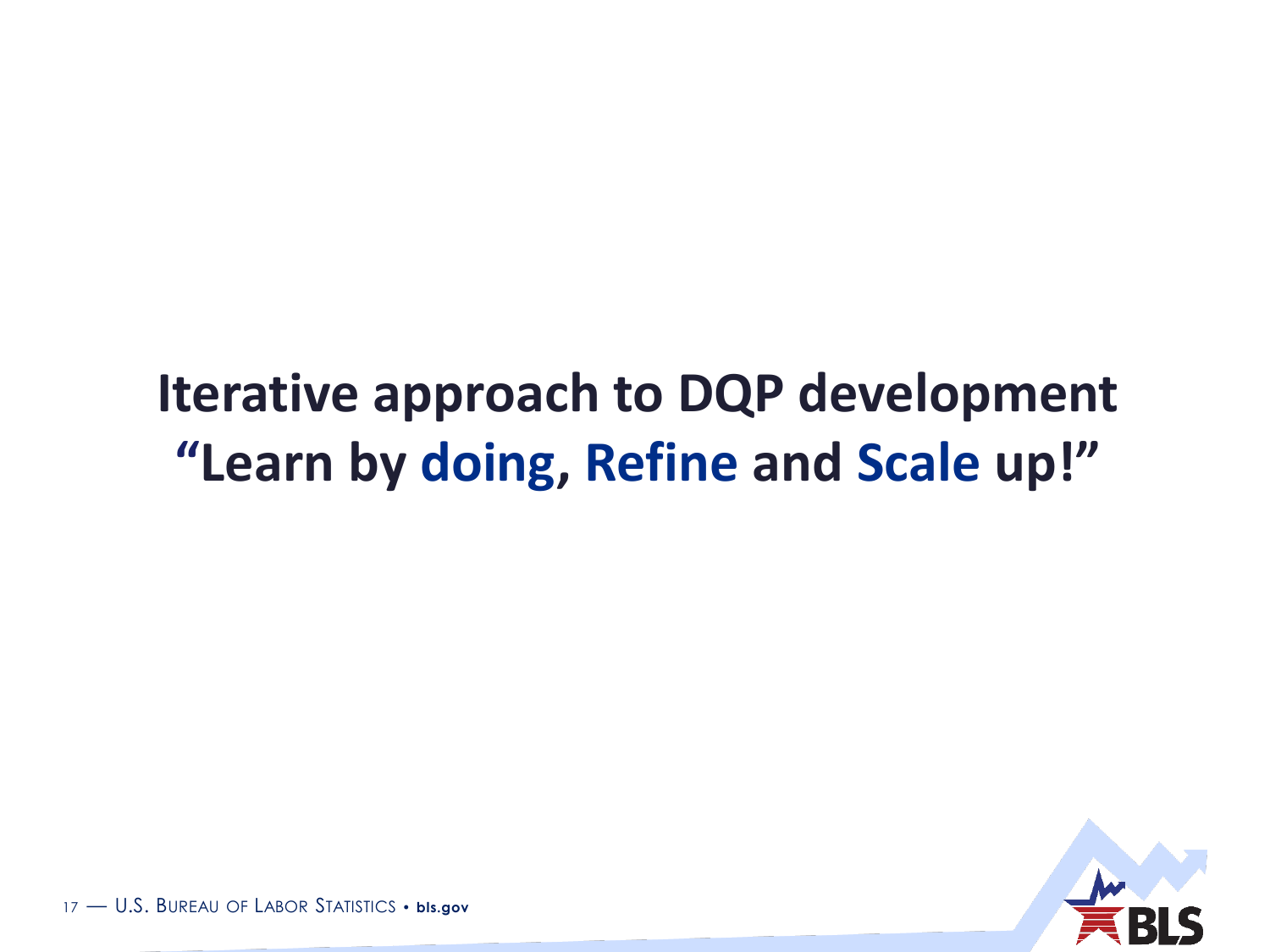# Iterative approach to DQP development

# "Learn by **doing**, **Refine** and **Scale** up!"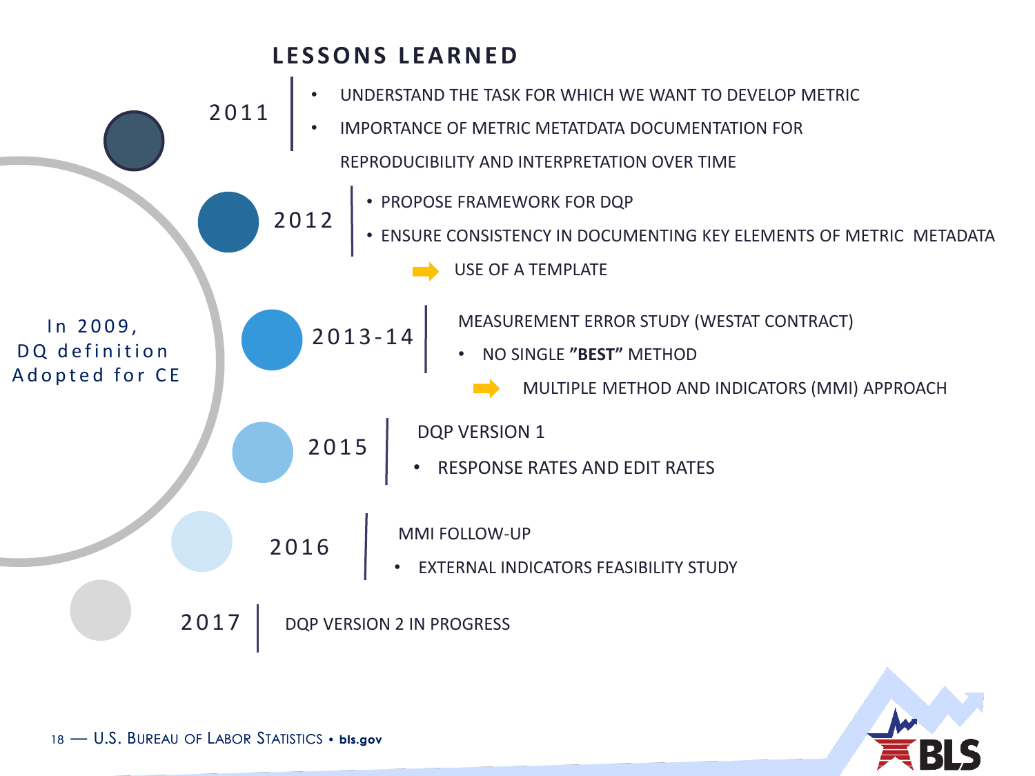# LESSONS LEARNED

In 2009, DQ definition Adopted for CE

**2011**

- UNDERSTAND THE TASK FOR WHICH WE WANT TO DEVELOP METRIC
- IMPORTANCE OF METRIC METATDATA DOCUMENTATION FOR REPRODUCIBILITY AND INTERPRETATION OVER TIME

**2012**

- PROPOSE FRAMEWORK FOR DQP
- ENSURE CONSISTENCY IN DOCUMENTING KEY ELEMENTS OF METRIC METADATA
  - ➡ USE OF A TEMPLATE

**2013-14**

MEASUREMENT ERROR STUDY (WESTAT CONTRACT)

- NO SINGLE **"BEST"** METHOD
  - ➡ MULTIPLE METHOD AND INDICATORS (MMI) APPROACH

**2015**

DQP VERSION 1

- RESPONSE RATES AND EDIT RATES

**2016**

MMI FOLLOW-UP

- EXTERNAL INDICATORS FEASIBILITY STUDY

**2017**

DQP VERSION 2 IN PROGRESS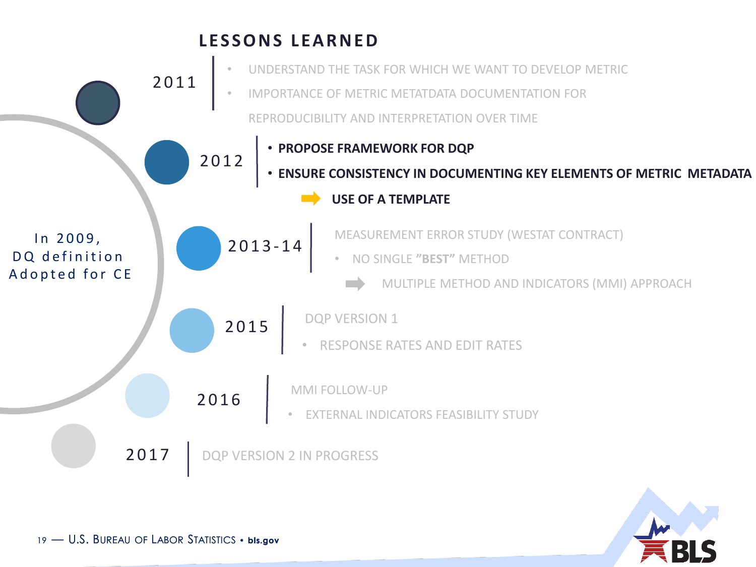# LESSONS LEARNED

In 2009, DQ definition Adopted for CE

**2011**

- UNDERSTAND THE TASK FOR WHICH WE WANT TO DEVELOP METRIC
- IMPORTANCE OF METRIC METATDATA DOCUMENTATION FOR REPRODUCIBILITY AND INTERPRETATION OVER TIME

**2012**

- **PROPOSE FRAMEWORK FOR DQP**
- **ENSURE CONSISTENCY IN DOCUMENTING KEY ELEMENTS OF METRIC METADATA**
  - ➡ **USE OF A TEMPLATE**

**2013-14**

MEASUREMENT ERROR STUDY (WESTAT CONTRACT)

- NO SINGLE **"BEST"** METHOD
  - ➡ MULTIPLE METHOD AND INDICATORS (MMI) APPROACH

**2015**

DQP VERSION 1

- RESPONSE RATES AND EDIT RATES

**2016**

MMI FOLLOW-UP

- EXTERNAL INDICATORS FEASIBILITY STUDY

**2017**

DQP VERSION 2 IN PROGRESS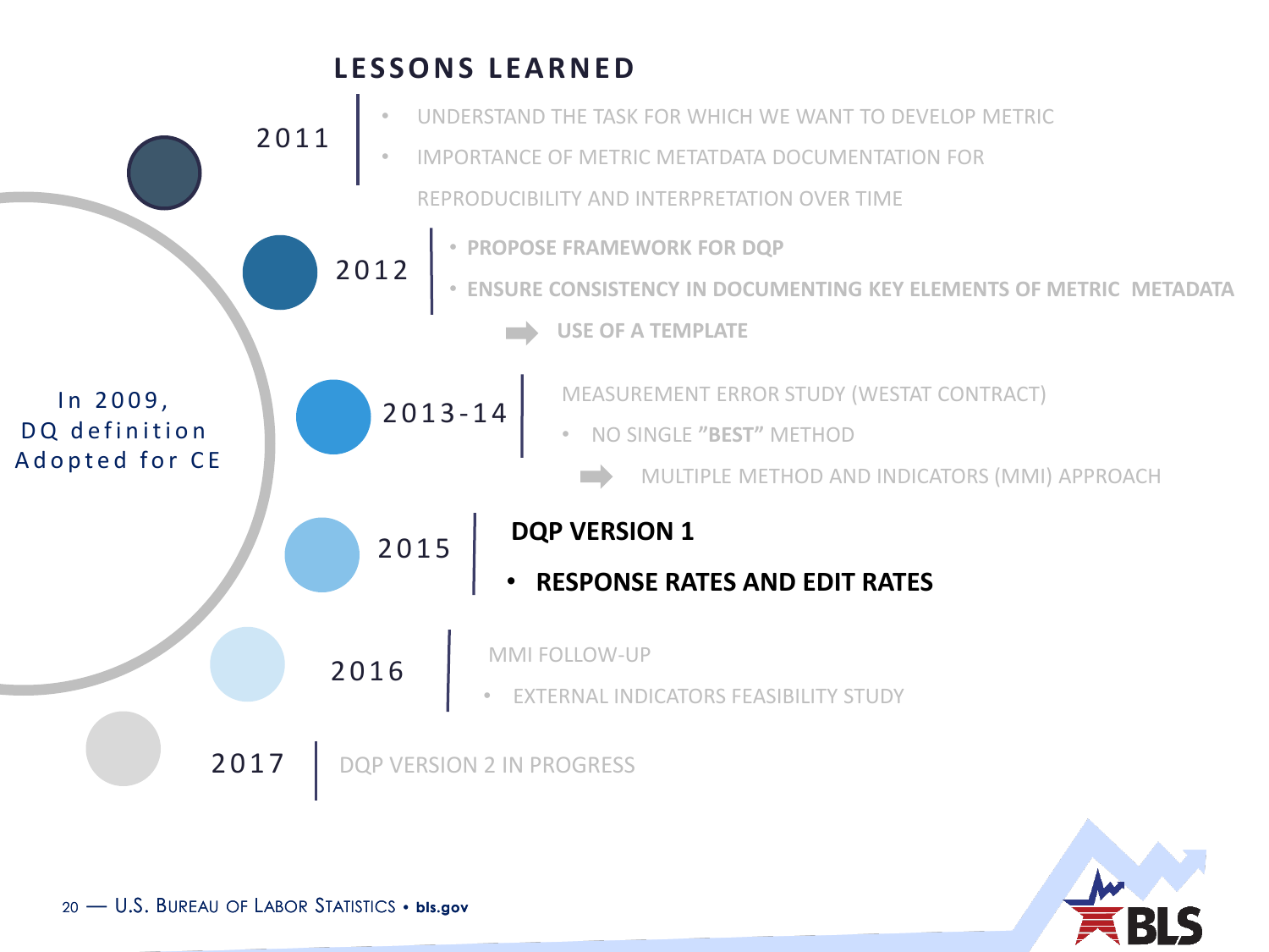# LESSONS LEARNED

In 2009, DQ definition Adopted for CE

**2011**
- UNDERSTAND THE TASK FOR WHICH WE WANT TO DEVELOP METRIC
- IMPORTANCE OF METRIC METATDATA DOCUMENTATION FOR REPRODUCIBILITY AND INTERPRETATION OVER TIME

**2012**
- **PROPOSE FRAMEWORK FOR DQP**
- **ENSURE CONSISTENCY IN DOCUMENTING KEY ELEMENTS OF METRIC METADATA**
  - ➡ **USE OF A TEMPLATE**

**2013-14**

MEASUREMENT ERROR STUDY (WESTAT CONTRACT)
- NO SINGLE **"BEST"** METHOD
  - ➡ MULTIPLE METHOD AND INDICATORS (MMI) APPROACH

**2015**

**DQP VERSION 1**
- **RESPONSE RATES AND EDIT RATES**

**2016**

MMI FOLLOW-UP
- EXTERNAL INDICATORS FEASIBILITY STUDY

**2017**

DQP VERSION 2 IN PROGRESS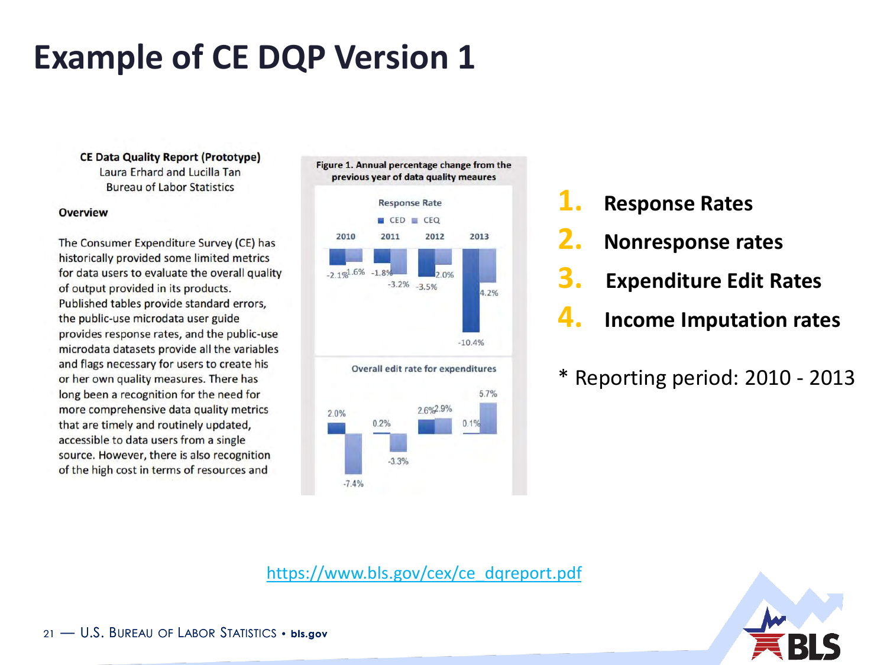# Example of CE DQP Version 1

**CE Data Quality Report (Prototype)**
Laura Erhard and Lucilla Tan
Bureau of Labor Statistics

**Overview**

The Consumer Expenditure Survey (CE) has historically provided some limited metrics for data users to evaluate the overall quality of output provided in its products. Published tables provide standard errors, the public-use microdata user guide provides response rates, and the public-use microdata datasets provide all the variables and flags necessary for users to create his or her own quality measures. There has long been a recognition for the need for more comprehensive data quality metrics that are timely and routinely updated, accessible to data users from a single source. However, there is also recognition of the high cost in terms of resources and

**Figure 1. Annual percentage change from the previous year of data quality meaures**

Response Rate

| | 2010 | 2011 | 2012 | 2013 |
|---|---|---|---|---|
| CED | -2.1% | -1.8% | -3.5% | -10.4% |
| CEQ | -1.6% | -3.2% | -2.0% | -4.2% |

Overall edit rate for expenditures

| | 2010 | 2011 | 2012 | 2013 |
|---|---|---|---|---|
| CED | 2.0% | 0.2% | 2.6% | 0.1% |
| CEQ | -7.4% | -3.3% | 2.9% | 5.7% |

1. **Response Rates**
2. **Nonresponse rates**
3. **Expenditure Edit Rates**
4. **Income Imputation rates**

* Reporting period: 2010 - 2013

https://www.bls.gov/cex/ce_dqreport.pdf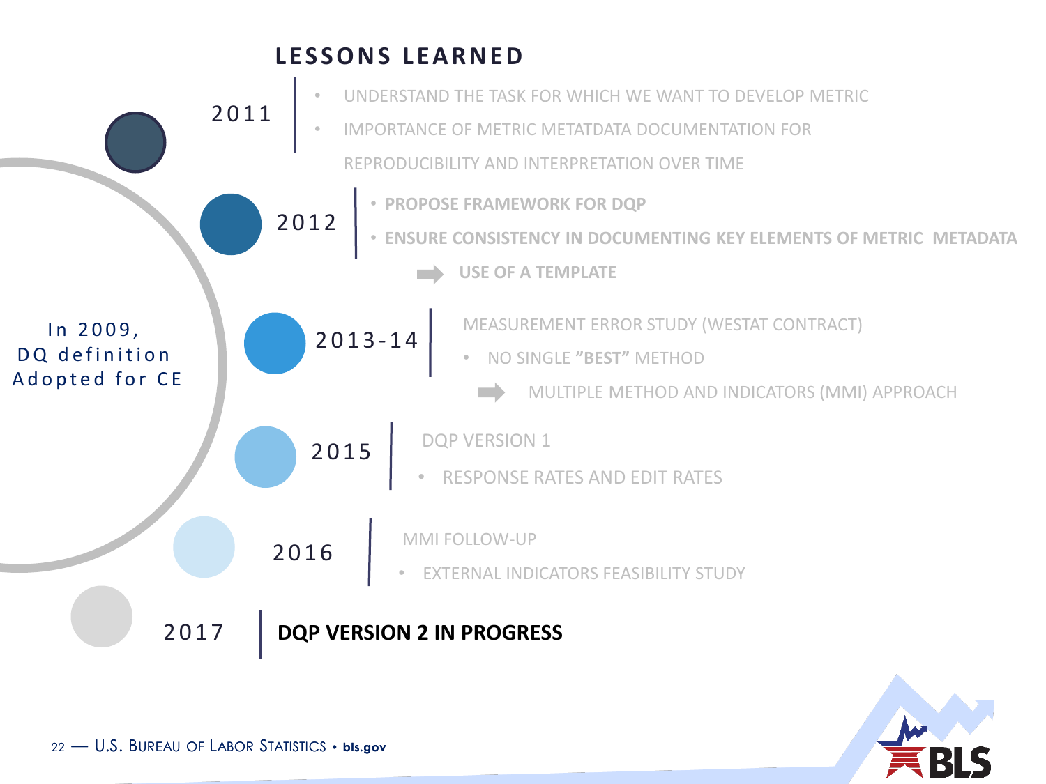# LESSONS LEARNED

In 2009, DQ definition Adopted for CE

**2011**

- UNDERSTAND THE TASK FOR WHICH WE WANT TO DEVELOP METRIC
- IMPORTANCE OF METRIC METATDATA DOCUMENTATION FOR REPRODUCIBILITY AND INTERPRETATION OVER TIME

**2012**

- **PROPOSE FRAMEWORK FOR DQP**
- **ENSURE CONSISTENCY IN DOCUMENTING KEY ELEMENTS OF METRIC METADATA**
  - ➡ **USE OF A TEMPLATE**

**2013-14**

MEASUREMENT ERROR STUDY (WESTAT CONTRACT)

- NO SINGLE **"BEST"** METHOD
  - ➡ MULTIPLE METHOD AND INDICATORS (MMI) APPROACH

**2015**

DQP VERSION 1

- RESPONSE RATES AND EDIT RATES

**2016**

MMI FOLLOW-UP

- EXTERNAL INDICATORS FEASIBILITY STUDY

**2017**

**DQP VERSION 2 IN PROGRESS**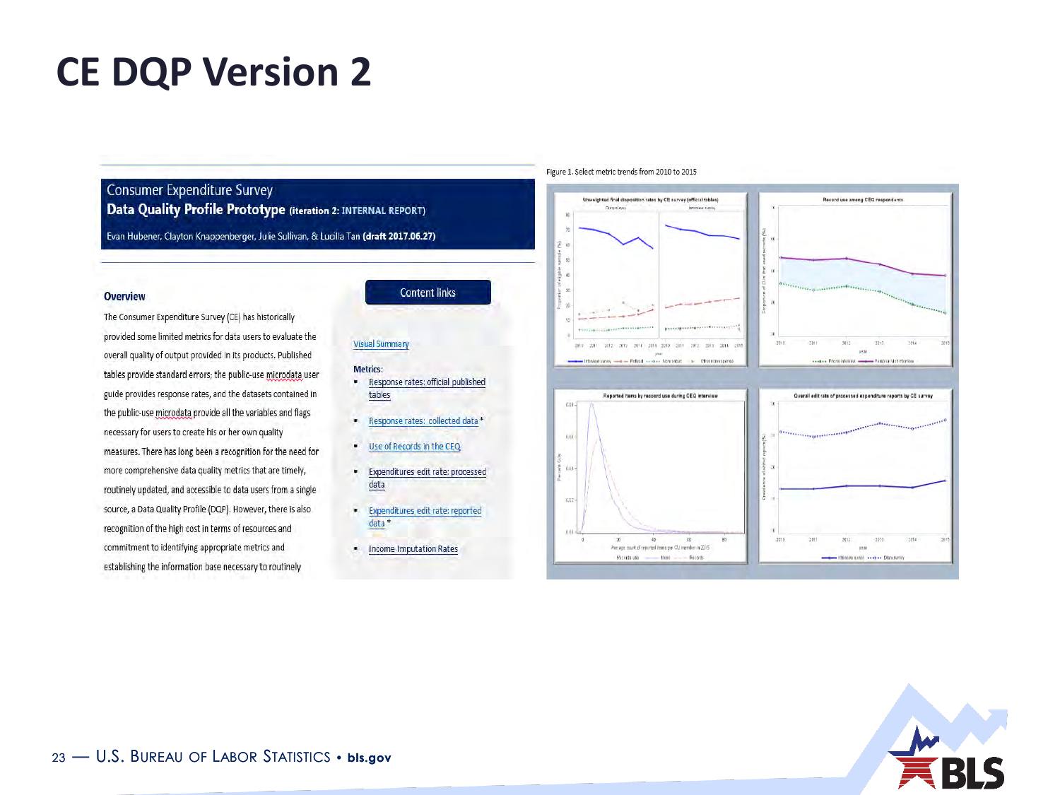# CE DQP Version 2

Consumer Expenditure Survey
**Data Quality Profile Prototype** (iteration 2: INTERNAL REPORT)

Evan Hubener, Clayton Knappenberger, Julie Sullivan, & Lucilla Tan **(draft 2017.06.27)**

### Overview

The Consumer Expenditure Survey (CE) has historically provided some limited metrics for data users to evaluate the overall quality of output provided in its products. Published tables provide standard errors; the public-use microdata user guide provides response rates, and the datasets contained in the public-use microdata provide all the variables and flags necessary for users to create his or her own quality measures. There has long been a recognition for the need for more comprehensive data quality metrics that are timely, routinely updated, and accessible to data users from a single source, a Data Quality Profile (DQP). However, there is also recognition of the high cost in terms of resources and commitment to identifying appropriate metrics and establishing the information base necessary to routinely

**Content links**

Visual Summary

Metrics:

- Response rates: official published tables
- Response rates: collected data *
- Use of Records in the CEQ
- Expenditures edit rate: processed data
- Expenditures edit rate: reported data *
- Income Imputation Rates

Figure 1. Select metric trends from 2010 to 2015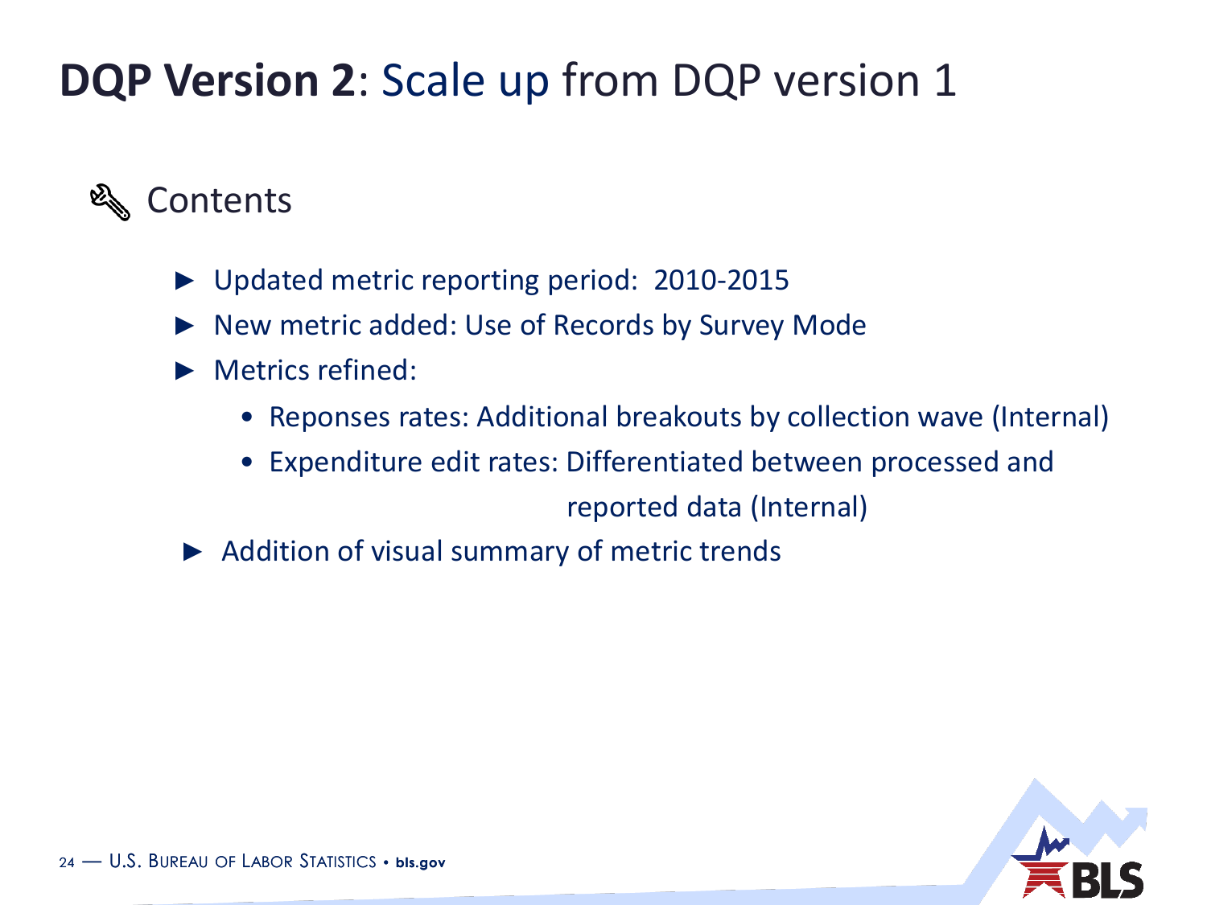# **DQP Version 2**: Scale up from DQP version 1

## Contents

- Updated metric reporting period: 2010-2015
- New metric added: Use of Records by Survey Mode
- Metrics refined:
  - Reponses rates: Additional breakouts by collection wave (Internal)
  - Expenditure edit rates: Differentiated between processed and reported data (Internal)
- Addition of visual summary of metric trends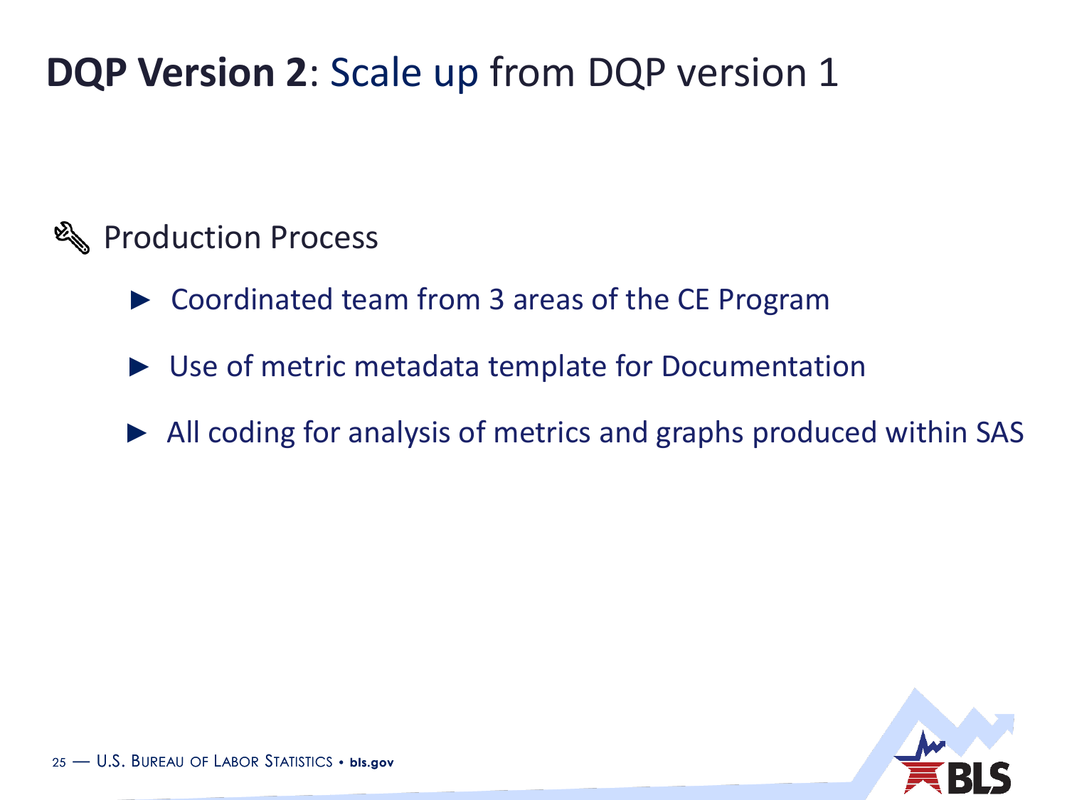# **DQP Version 2**: Scale up from DQP version 1

## Production Process

- Coordinated team from 3 areas of the CE Program
- Use of metric metadata template for Documentation
- All coding for analysis of metrics and graphs produced within SAS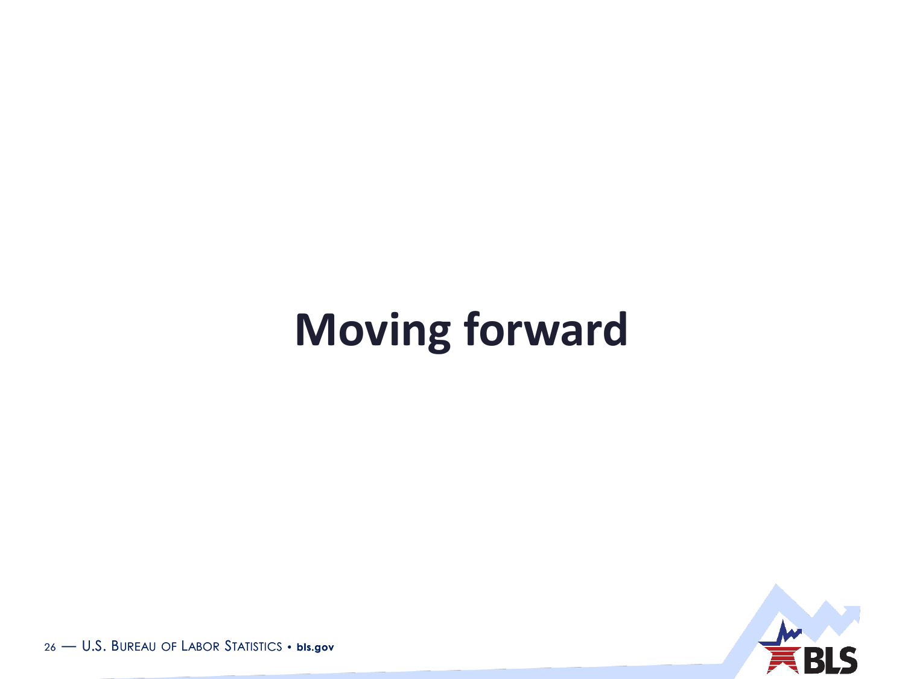# Moving forward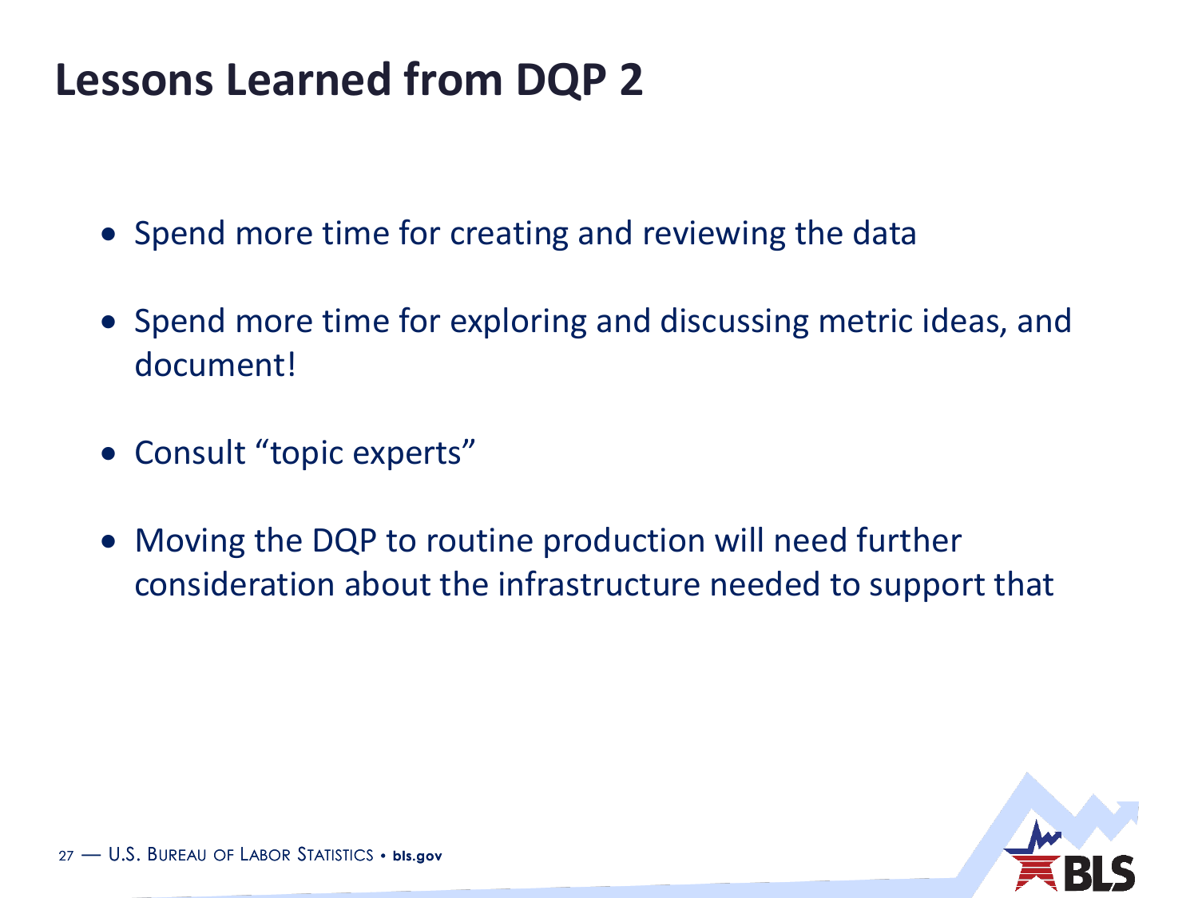# Lessons Learned from DQP 2

- Spend more time for creating and reviewing the data
- Spend more time for exploring and discussing metric ideas, and document!
- Consult "topic experts"
- Moving the DQP to routine production will need further consideration about the infrastructure needed to support that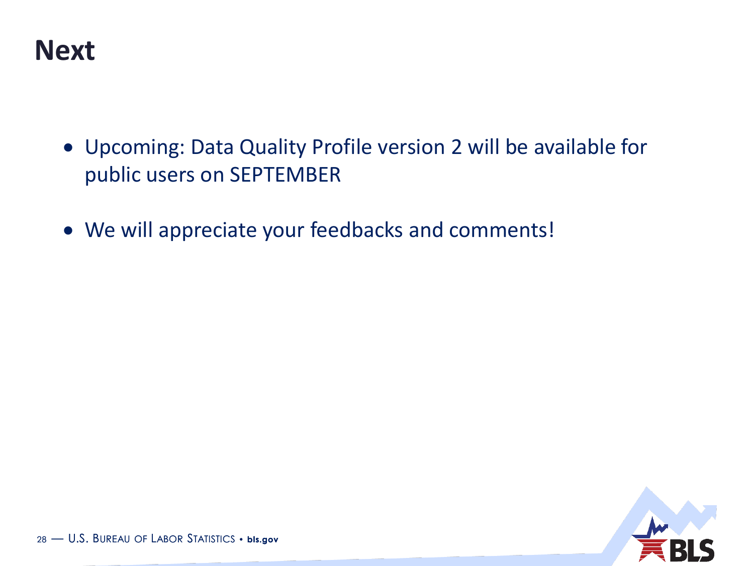# Next

- Upcoming: Data Quality Profile version 2 will be available for public users on SEPTEMBER
- We will appreciate your feedbacks and comments!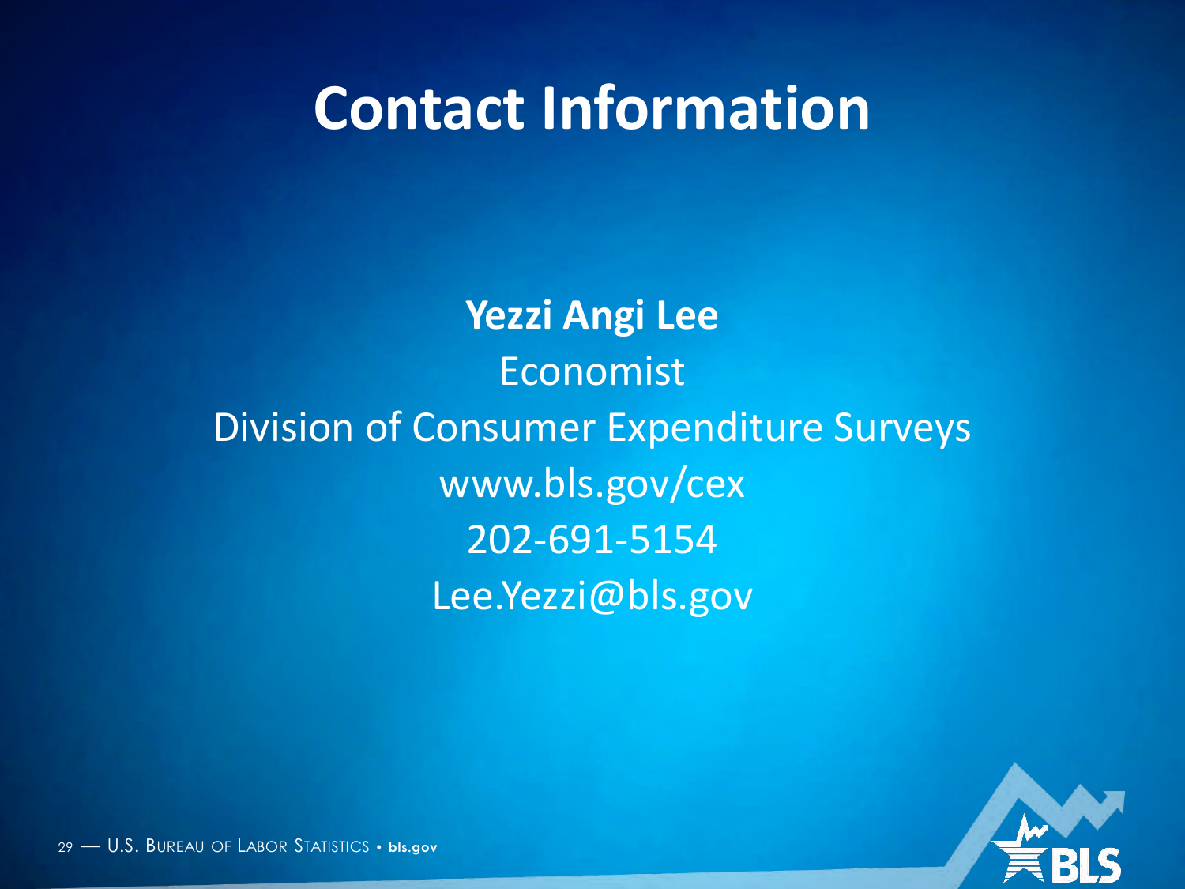# Contact Information

**Yezzi Angi Lee**

Economist

Division of Consumer Expenditure Surveys

www.bls.gov/cex

202-691-5154

Lee.Yezzi@bls.gov